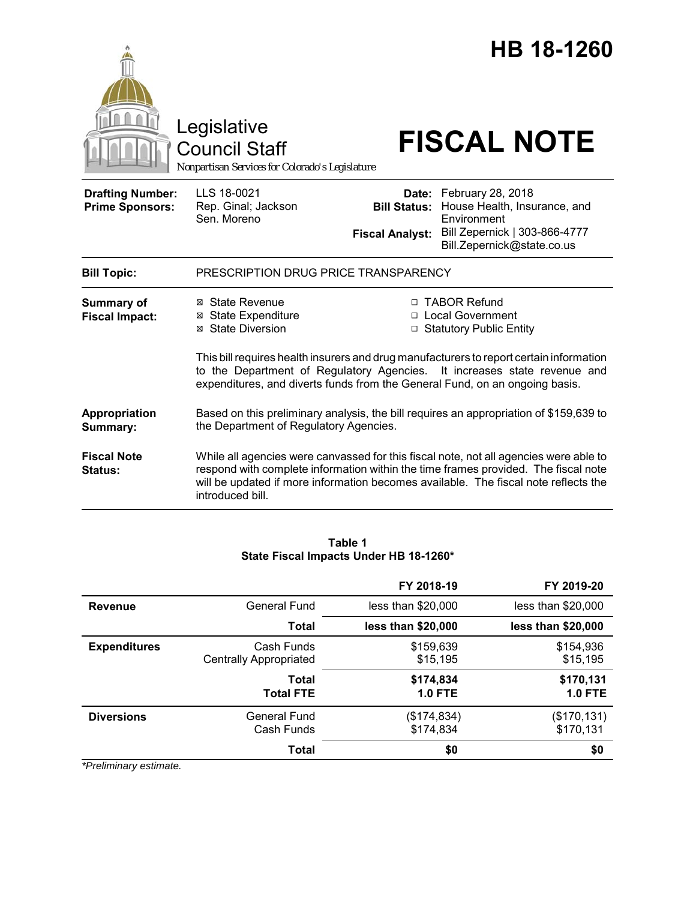# HB 18-1260

Legislative Council Staff

*Nonpartisan Services for Colorado's Legislature*

# FISCAL NOTE

| | | | |
|---|---|---|---|
| **Drafting Number:** | LLS 18-0021 | **Date:** | February 28, 2018 |
| **Prime Sponsors:** | Rep. Ginal; Jackson<br>Sen. Moreno | **Bill Status:** | House Health, Insurance, and Environment |
| | | **Fiscal Analyst:** | Bill Zepernick \| 303-866-4777<br>Bill.Zepernick@state.co.us |

**Bill Topic:** PRESCRIPTION DRUG PRICE TRANSPARENCY

**Summary of Fiscal Impact:**

- ☒ State Revenue
- ☒ State Expenditure
- ☒ State Diversion
- ☐ TABOR Refund
- ☐ Local Government
- ☐ Statutory Public Entity

This bill requires health insurers and drug manufacturers to report certain information to the Department of Regulatory Agencies. It increases state revenue and expenditures, and diverts funds from the General Fund, on an ongoing basis.

**Appropriation Summary:** Based on this preliminary analysis, the bill requires an appropriation of $159,639 to the Department of Regulatory Agencies.

**Fiscal Note Status:** While all agencies were canvassed for this fiscal note, not all agencies were able to respond with complete information within the time frames provided. The fiscal note will be updated if more information becomes available. The fiscal note reflects the introduced bill.

**Table 1**
**State Fiscal Impacts Under HB 18-1260***

| | | FY 2018-19 | FY 2019-20 |
|---|---|---|---|
| **Revenue** | General Fund | less than $20,000 | less than $20,000 |
| | **Total** | **less than $20,000** | **less than $20,000** |
| **Expenditures** | Cash Funds | $159,639 | $154,936 |
| | Centrally Appropriated | $15,195 | $15,195 |
| | **Total** | **$174,834** | **$170,131** |
| | **Total FTE** | **1.0 FTE** | **1.0 FTE** |
| **Diversions** | General Fund | ($174,834) | ($170,131) |
| | Cash Funds | $174,834 | $170,131 |
| | **Total** | **$0** | **$0** |

*\*Preliminary estimate.*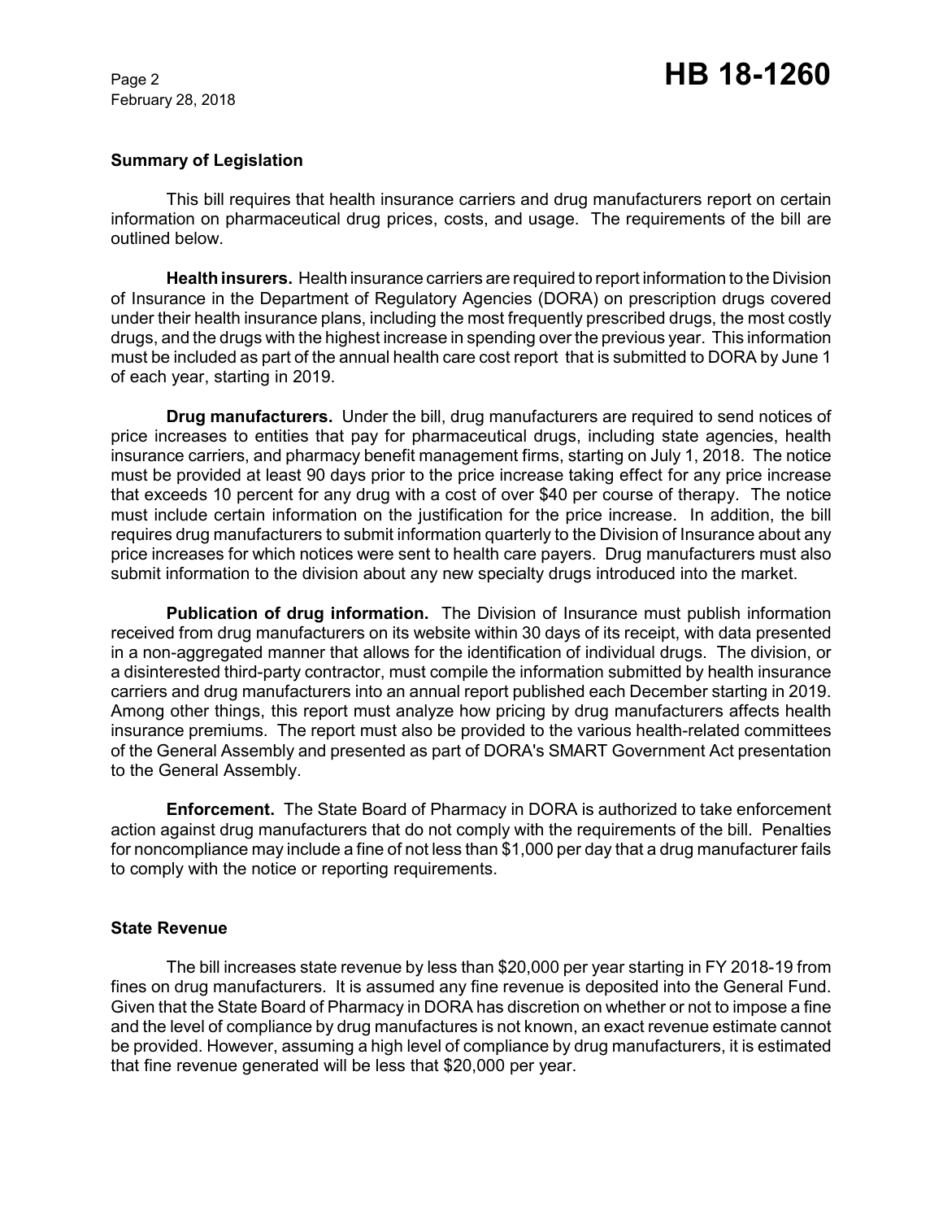## Summary of Legislation

This bill requires that health insurance carriers and drug manufacturers report on certain information on pharmaceutical drug prices, costs, and usage. The requirements of the bill are outlined below.

**Health insurers.** Health insurance carriers are required to report information to the Division of Insurance in the Department of Regulatory Agencies (DORA) on prescription drugs covered under their health insurance plans, including the most frequently prescribed drugs, the most costly drugs, and the drugs with the highest increase in spending over the previous year. This information must be included as part of the annual health care cost report that is submitted to DORA by June 1 of each year, starting in 2019.

**Drug manufacturers.** Under the bill, drug manufacturers are required to send notices of price increases to entities that pay for pharmaceutical drugs, including state agencies, health insurance carriers, and pharmacy benefit management firms, starting on July 1, 2018. The notice must be provided at least 90 days prior to the price increase taking effect for any price increase that exceeds 10 percent for any drug with a cost of over $40 per course of therapy. The notice must include certain information on the justification for the price increase. In addition, the bill requires drug manufacturers to submit information quarterly to the Division of Insurance about any price increases for which notices were sent to health care payers. Drug manufacturers must also submit information to the division about any new specialty drugs introduced into the market.

**Publication of drug information.** The Division of Insurance must publish information received from drug manufacturers on its website within 30 days of its receipt, with data presented in a non-aggregated manner that allows for the identification of individual drugs. The division, or a disinterested third-party contractor, must compile the information submitted by health insurance carriers and drug manufacturers into an annual report published each December starting in 2019. Among other things, this report must analyze how pricing by drug manufacturers affects health insurance premiums. The report must also be provided to the various health-related committees of the General Assembly and presented as part of DORA's SMART Government Act presentation to the General Assembly.

**Enforcement.** The State Board of Pharmacy in DORA is authorized to take enforcement action against drug manufacturers that do not comply with the requirements of the bill. Penalties for noncompliance may include a fine of not less than $1,000 per day that a drug manufacturer fails to comply with the notice or reporting requirements.

## State Revenue

The bill increases state revenue by less than $20,000 per year starting in FY 2018-19 from fines on drug manufacturers. It is assumed any fine revenue is deposited into the General Fund. Given that the State Board of Pharmacy in DORA has discretion on whether or not to impose a fine and the level of compliance by drug manufactures is not known, an exact revenue estimate cannot be provided. However, assuming a high level of compliance by drug manufacturers, it is estimated that fine revenue generated will be less that $20,000 per year.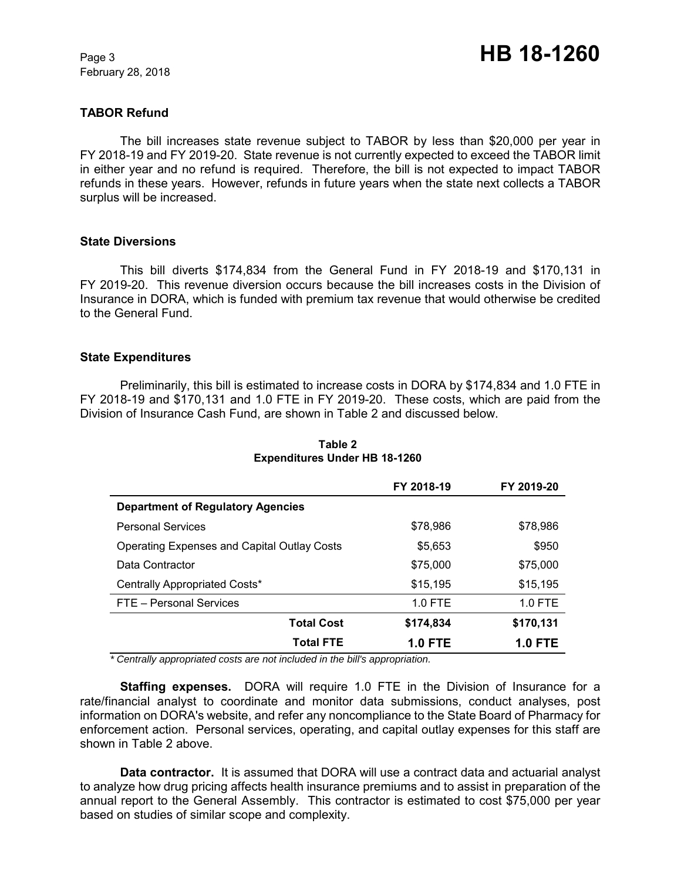**TABOR Refund**

The bill increases state revenue subject to TABOR by less than $20,000 per year in FY 2018-19 and FY 2019-20. State revenue is not currently expected to exceed the TABOR limit in either year and no refund is required. Therefore, the bill is not expected to impact TABOR refunds in these years. However, refunds in future years when the state next collects a TABOR surplus will be increased.

**State Diversions**

This bill diverts $174,834 from the General Fund in FY 2018-19 and $170,131 in FY 2019-20. This revenue diversion occurs because the bill increases costs in the Division of Insurance in DORA, which is funded with premium tax revenue that would otherwise be credited to the General Fund.

**State Expenditures**

Preliminarily, this bill is estimated to increase costs in DORA by $174,834 and 1.0 FTE in FY 2018-19 and $170,131 and 1.0 FTE in FY 2019-20. These costs, which are paid from the Division of Insurance Cash Fund, are shown in Table 2 and discussed below.

**Table 2**
**Expenditures Under HB 18-1260**

| | FY 2018-19 | FY 2019-20 |
|---|---|---|
| **Department of Regulatory Agencies** | | |
| Personal Services | $78,986 | $78,986 |
| Operating Expenses and Capital Outlay Costs | $5,653 | $950 |
| Data Contractor | $75,000 | $75,000 |
| Centrally Appropriated Costs* | $15,195 | $15,195 |
| FTE – Personal Services | 1.0 FTE | 1.0 FTE |
| **Total Cost** | **$174,834** | **$170,131** |
| **Total FTE** | **1.0 FTE** | **1.0 FTE** |

*\* Centrally appropriated costs are not included in the bill's appropriation.*

**Staffing expenses.** DORA will require 1.0 FTE in the Division of Insurance for a rate/financial analyst to coordinate and monitor data submissions, conduct analyses, post information on DORA's website, and refer any noncompliance to the State Board of Pharmacy for enforcement action. Personal services, operating, and capital outlay expenses for this staff are shown in Table 2 above.

**Data contractor.** It is assumed that DORA will use a contract data and actuarial analyst to analyze how drug pricing affects health insurance premiums and to assist in preparation of the annual report to the General Assembly. This contractor is estimated to cost $75,000 per year based on studies of similar scope and complexity.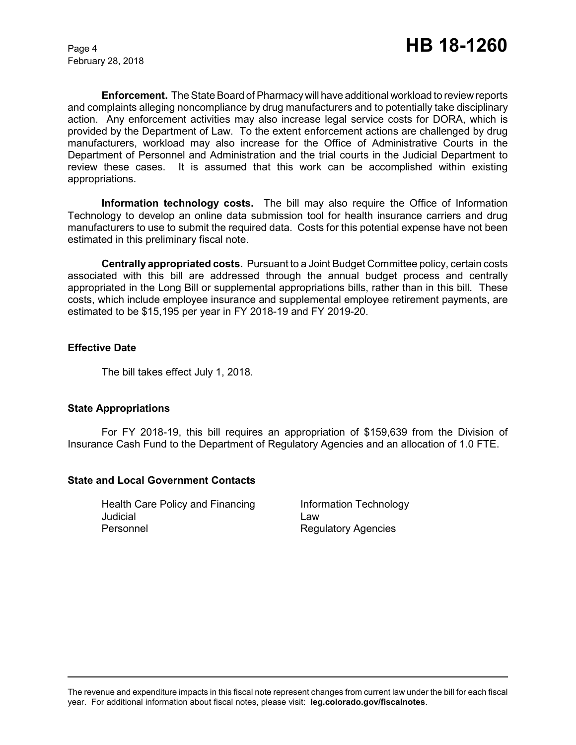**Enforcement.** The State Board of Pharmacy will have additional workload to review reports and complaints alleging noncompliance by drug manufacturers and to potentially take disciplinary action. Any enforcement activities may also increase legal service costs for DORA, which is provided by the Department of Law. To the extent enforcement actions are challenged by drug manufacturers, workload may also increase for the Office of Administrative Courts in the Department of Personnel and Administration and the trial courts in the Judicial Department to review these cases. It is assumed that this work can be accomplished within existing appropriations.

**Information technology costs.** The bill may also require the Office of Information Technology to develop an online data submission tool for health insurance carriers and drug manufacturers to use to submit the required data. Costs for this potential expense have not been estimated in this preliminary fiscal note.

**Centrally appropriated costs.** Pursuant to a Joint Budget Committee policy, certain costs associated with this bill are addressed through the annual budget process and centrally appropriated in the Long Bill or supplemental appropriations bills, rather than in this bill. These costs, which include employee insurance and supplemental employee retirement payments, are estimated to be $15,195 per year in FY 2018-19 and FY 2019-20.

### Effective Date

The bill takes effect July 1, 2018.

### State Appropriations

For FY 2018-19, this bill requires an appropriation of $159,639 from the Division of Insurance Cash Fund to the Department of Regulatory Agencies and an allocation of 1.0 FTE.

### State and Local Government Contacts

| | |
|---|---|
| Health Care Policy and Financing | Information Technology |
| Judicial | Law |
| Personnel | Regulatory Agencies |

The revenue and expenditure impacts in this fiscal note represent changes from current law under the bill for each fiscal year. For additional information about fiscal notes, please visit: **leg.colorado.gov/fiscalnotes**.